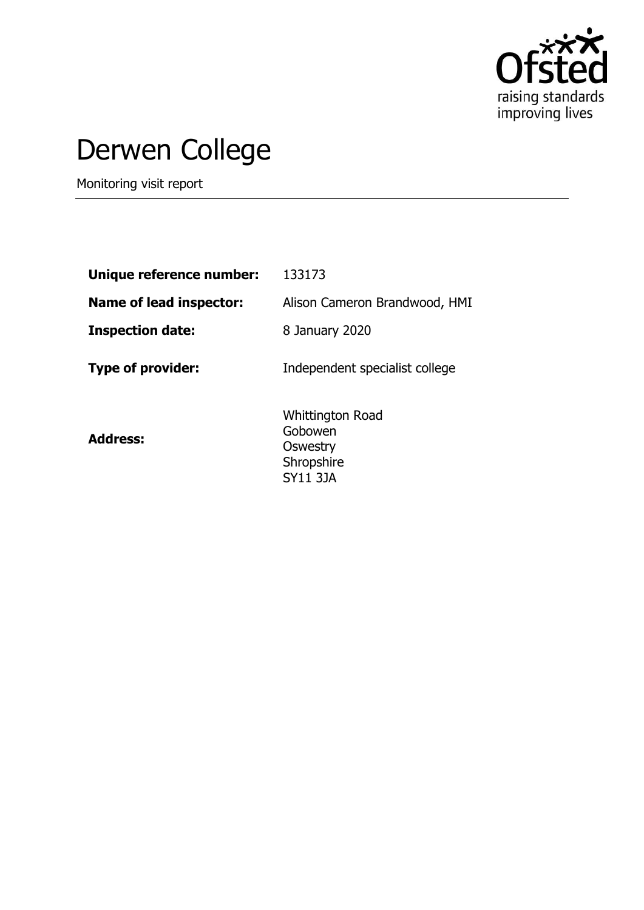# Derwen College

Monitoring visit report

| | |
|---|---|
| **Unique reference number:** | 133173 |
| **Name of lead inspector:** | Alison Cameron Brandwood, HMI |
| **Inspection date:** | 8 January 2020 |
| **Type of provider:** | Independent specialist college |
| **Address:** | Whittington Road<br>Gobowen<br>Oswestry<br>Shropshire<br>SY11 3JA |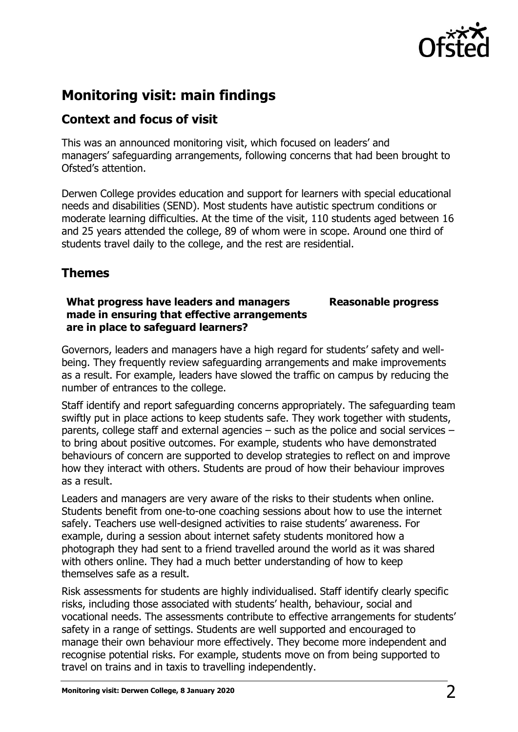## Monitoring visit: main findings

### Context and focus of visit

This was an announced monitoring visit, which focused on leaders' and managers' safeguarding arrangements, following concerns that had been brought to Ofsted's attention.

Derwen College provides education and support for learners with special educational needs and disabilities (SEND). Most students have autistic spectrum conditions or moderate learning difficulties. At the time of the visit, 110 students aged between 16 and 25 years attended the college, 89 of whom were in scope. Around one third of students travel daily to the college, and the rest are residential.

### Themes

| **What progress have leaders and managers made in ensuring that effective arrangements are in place to safeguard learners?** | **Reasonable progress** |
| --- | --- |

Governors, leaders and managers have a high regard for students' safety and well-being. They frequently review safeguarding arrangements and make improvements as a result. For example, leaders have slowed the traffic on campus by reducing the number of entrances to the college.

Staff identify and report safeguarding concerns appropriately. The safeguarding team swiftly put in place actions to keep students safe. They work together with students, parents, college staff and external agencies – such as the police and social services – to bring about positive outcomes. For example, students who have demonstrated behaviours of concern are supported to develop strategies to reflect on and improve how they interact with others. Students are proud of how their behaviour improves as a result.

Leaders and managers are very aware of the risks to their students when online. Students benefit from one-to-one coaching sessions about how to use the internet safely. Teachers use well-designed activities to raise students' awareness. For example, during a session about internet safety students monitored how a photograph they had sent to a friend travelled around the world as it was shared with others online. They had a much better understanding of how to keep themselves safe as a result.

Risk assessments for students are highly individualised. Staff identify clearly specific risks, including those associated with students' health, behaviour, social and vocational needs. The assessments contribute to effective arrangements for students' safety in a range of settings. Students are well supported and encouraged to manage their own behaviour more effectively. They become more independent and recognise potential risks. For example, students move on from being supported to travel on trains and in taxis to travelling independently.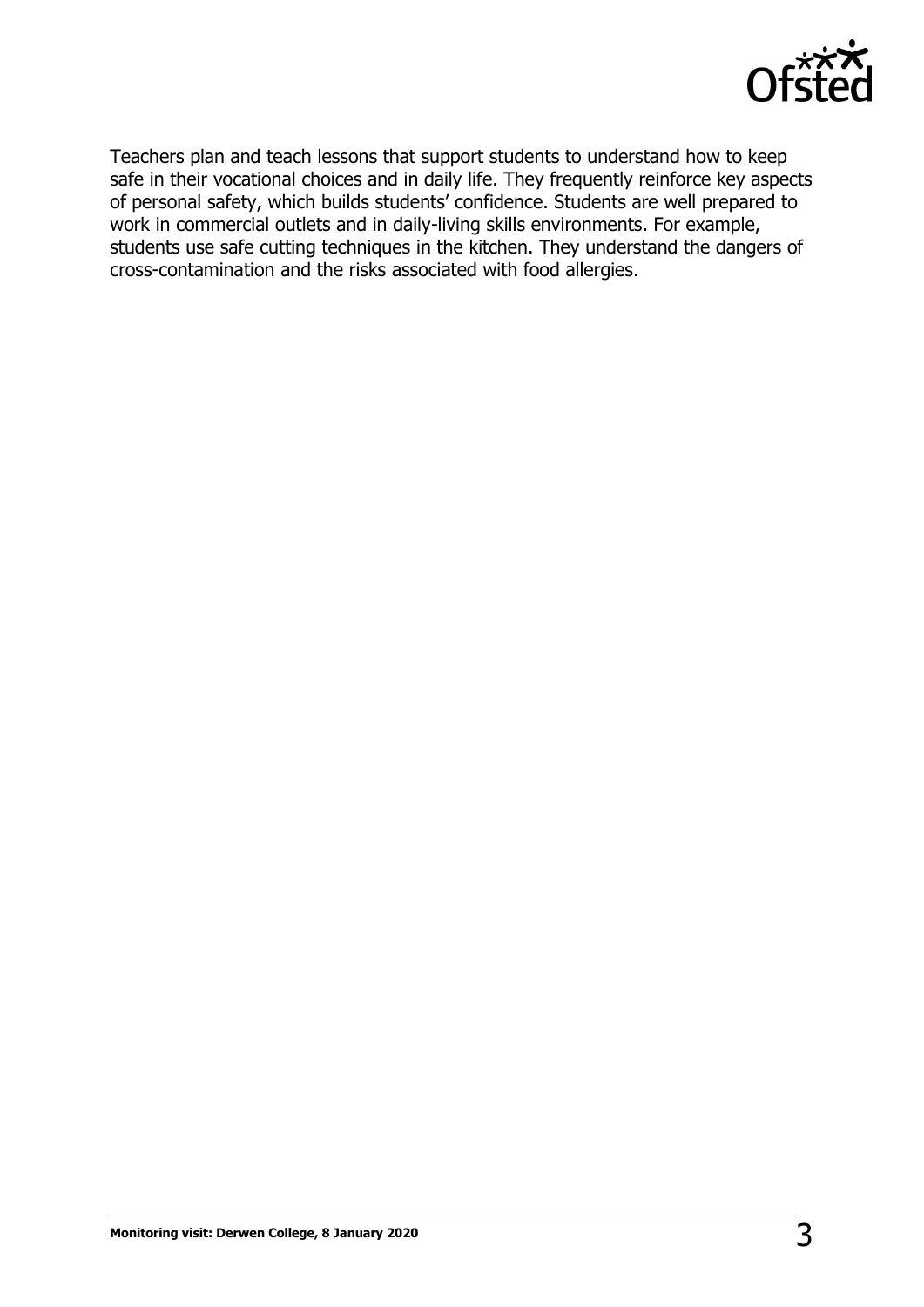Teachers plan and teach lessons that support students to understand how to keep safe in their vocational choices and in daily life. They frequently reinforce key aspects of personal safety, which builds students' confidence. Students are well prepared to work in commercial outlets and in daily-living skills environments. For example, students use safe cutting techniques in the kitchen. They understand the dangers of cross-contamination and the risks associated with food allergies.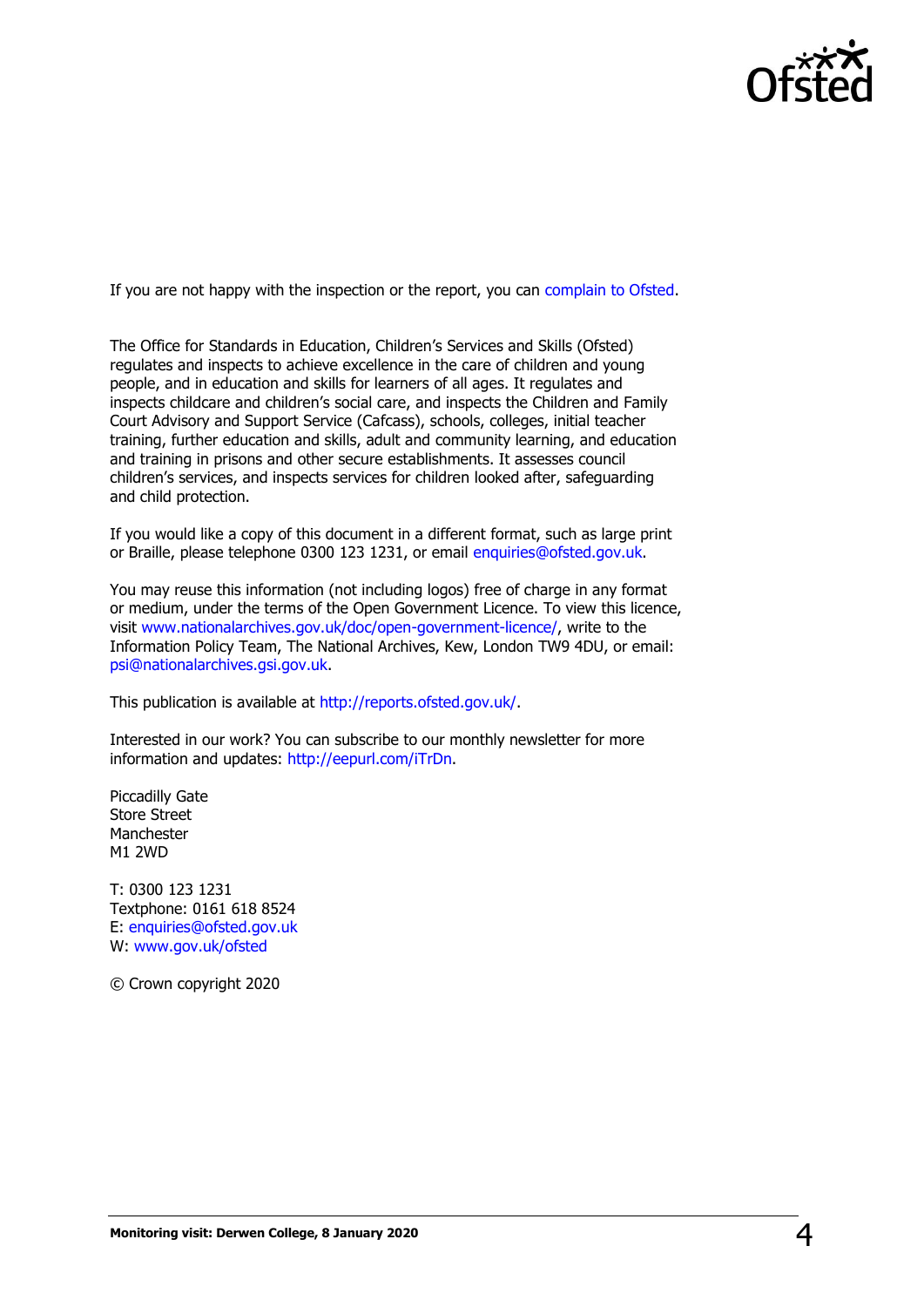If you are not happy with the inspection or the report, you can complain to Ofsted.

The Office for Standards in Education, Children's Services and Skills (Ofsted) regulates and inspects to achieve excellence in the care of children and young people, and in education and skills for learners of all ages. It regulates and inspects childcare and children's social care, and inspects the Children and Family Court Advisory and Support Service (Cafcass), schools, colleges, initial teacher training, further education and skills, adult and community learning, and education and training in prisons and other secure establishments. It assesses council children's services, and inspects services for children looked after, safeguarding and child protection.

If you would like a copy of this document in a different format, such as large print or Braille, please telephone 0300 123 1231, or email enquiries@ofsted.gov.uk.

You may reuse this information (not including logos) free of charge in any format or medium, under the terms of the Open Government Licence. To view this licence, visit www.nationalarchives.gov.uk/doc/open-government-licence/, write to the Information Policy Team, The National Archives, Kew, London TW9 4DU, or email: psi@nationalarchives.gsi.gov.uk.

This publication is available at http://reports.ofsted.gov.uk/.

Interested in our work? You can subscribe to our monthly newsletter for more information and updates: http://eepurl.com/iTrDn.

Piccadilly Gate
Store Street
Manchester
M1 2WD

T: 0300 123 1231
Textphone: 0161 618 8524
E: enquiries@ofsted.gov.uk
W: www.gov.uk/ofsted

© Crown copyright 2020